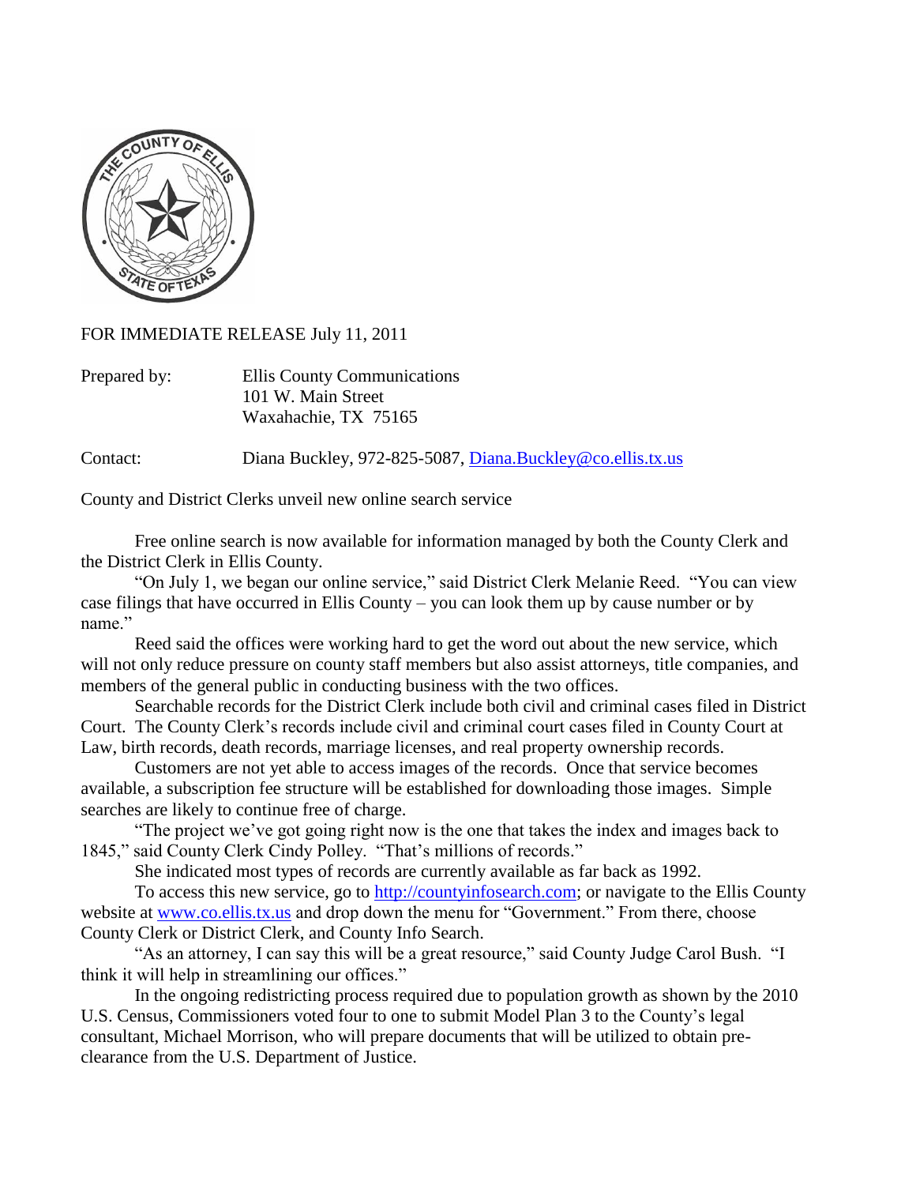FOR IMMEDIATE RELEASE July 11, 2011

Prepared by: Ellis County Communications
101 W. Main Street
Waxahachie, TX 75165

Contact: Diana Buckley, 972-825-5087, Diana.Buckley@co.ellis.tx.us

County and District Clerks unveil new online search service

Free online search is now available for information managed by both the County Clerk and the District Clerk in Ellis County.

"On July 1, we began our online service," said District Clerk Melanie Reed. "You can view case filings that have occurred in Ellis County – you can look them up by cause number or by name."

Reed said the offices were working hard to get the word out about the new service, which will not only reduce pressure on county staff members but also assist attorneys, title companies, and members of the general public in conducting business with the two offices.

Searchable records for the District Clerk include both civil and criminal cases filed in District Court. The County Clerk's records include civil and criminal court cases filed in County Court at Law, birth records, death records, marriage licenses, and real property ownership records.

Customers are not yet able to access images of the records. Once that service becomes available, a subscription fee structure will be established for downloading those images. Simple searches are likely to continue free of charge.

"The project we've got going right now is the one that takes the index and images back to 1845," said County Clerk Cindy Polley. "That's millions of records."

She indicated most types of records are currently available as far back as 1992.

To access this new service, go to http://countyinfosearch.com; or navigate to the Ellis County website at www.co.ellis.tx.us and drop down the menu for "Government." From there, choose County Clerk or District Clerk, and County Info Search.

"As an attorney, I can say this will be a great resource," said County Judge Carol Bush. "I think it will help in streamlining our offices."

In the ongoing redistricting process required due to population growth as shown by the 2010 U.S. Census, Commissioners voted four to one to submit Model Plan 3 to the County's legal consultant, Michael Morrison, who will prepare documents that will be utilized to obtain pre-clearance from the U.S. Department of Justice.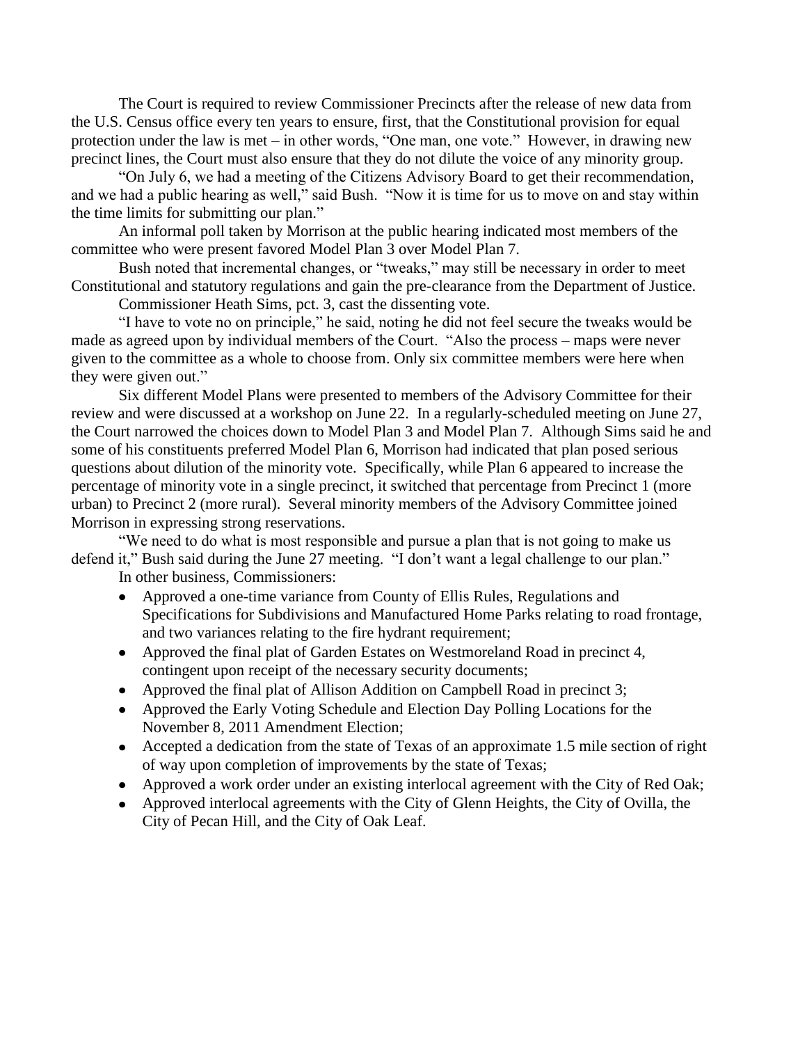The Court is required to review Commissioner Precincts after the release of new data from the U.S. Census office every ten years to ensure, first, that the Constitutional provision for equal protection under the law is met – in other words, "One man, one vote." However, in drawing new precinct lines, the Court must also ensure that they do not dilute the voice of any minority group.

"On July 6, we had a meeting of the Citizens Advisory Board to get their recommendation, and we had a public hearing as well," said Bush. "Now it is time for us to move on and stay within the time limits for submitting our plan."

An informal poll taken by Morrison at the public hearing indicated most members of the committee who were present favored Model Plan 3 over Model Plan 7.

Bush noted that incremental changes, or "tweaks," may still be necessary in order to meet Constitutional and statutory regulations and gain the pre-clearance from the Department of Justice.

Commissioner Heath Sims, pct. 3, cast the dissenting vote.

"I have to vote no on principle," he said, noting he did not feel secure the tweaks would be made as agreed upon by individual members of the Court. "Also the process – maps were never given to the committee as a whole to choose from. Only six committee members were here when they were given out."

Six different Model Plans were presented to members of the Advisory Committee for their review and were discussed at a workshop on June 22. In a regularly-scheduled meeting on June 27, the Court narrowed the choices down to Model Plan 3 and Model Plan 7. Although Sims said he and some of his constituents preferred Model Plan 6, Morrison had indicated that plan posed serious questions about dilution of the minority vote. Specifically, while Plan 6 appeared to increase the percentage of minority vote in a single precinct, it switched that percentage from Precinct 1 (more urban) to Precinct 2 (more rural). Several minority members of the Advisory Committee joined Morrison in expressing strong reservations.

"We need to do what is most responsible and pursue a plan that is not going to make us defend it," Bush said during the June 27 meeting. "I don't want a legal challenge to our plan."

In other business, Commissioners:

- Approved a one-time variance from County of Ellis Rules, Regulations and Specifications for Subdivisions and Manufactured Home Parks relating to road frontage, and two variances relating to the fire hydrant requirement;
- Approved the final plat of Garden Estates on Westmoreland Road in precinct 4, contingent upon receipt of the necessary security documents;
- Approved the final plat of Allison Addition on Campbell Road in precinct 3;
- Approved the Early Voting Schedule and Election Day Polling Locations for the November 8, 2011 Amendment Election;
- Accepted a dedication from the state of Texas of an approximate 1.5 mile section of right of way upon completion of improvements by the state of Texas;
- Approved a work order under an existing interlocal agreement with the City of Red Oak;
- Approved interlocal agreements with the City of Glenn Heights, the City of Ovilla, the City of Pecan Hill, and the City of Oak Leaf.